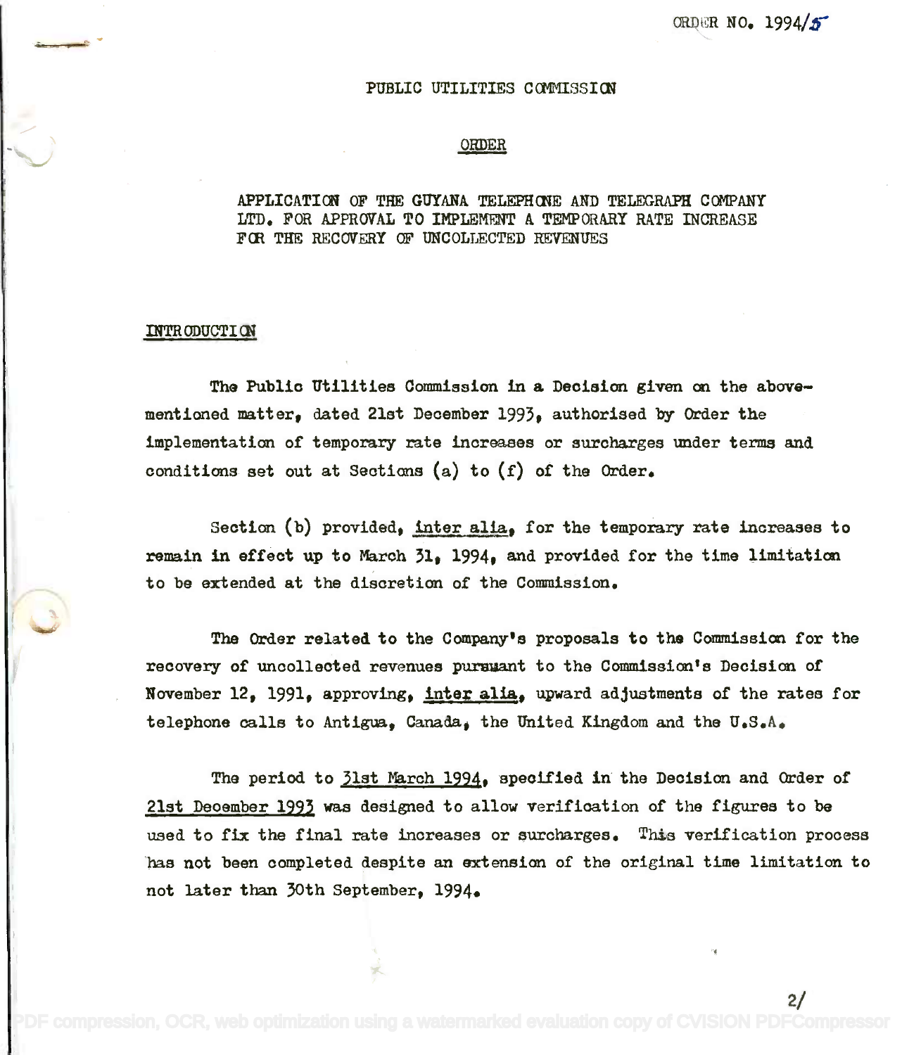ORDER NO. 1994/5

# PUBLIC UTILITIES COMMISSION

## ORDER

APPLICATION OF THE GUYANA TELEPHONE AND TELEGRAPH COMPANY LTD. FOR APPROVAL TO IMPLEMENT A TEMPORARY RATE INCREASE FOR THE RECOVERY OF UNCOLLECTED REVENUES

### INTRODUCTION

The Public Utilities Commission in a Decision given on the above-mentioned matter, dated 21st December 1993, authorised by Order the implementation of temporary rate increases or surcharges under terms and conditions set out at Sections (a) to (f) of the Order.

Section (b) provided, inter alia, for the temporary rate increases to remain in effect up to March 31, 1994, and provided for the time limitation to be extended at the discretion of the Commission.

The Order related to the Company's proposals to the Commission for the recovery of uncollected revenues pursuant to the Commission's Decision of November 12, 1991, approving, inter alia, upward adjustments of the rates for telephone calls to Antigua, Canada, the United Kingdom and the U.S.A.

The period to 31st March 1994, specified in the Decision and Order of 21st December 1993 was designed to allow verification of the figures to be used to fix the final rate increases or surcharges. This verification process has not been completed despite an extension of the original time limitation to not later than 30th September, 1994.

2/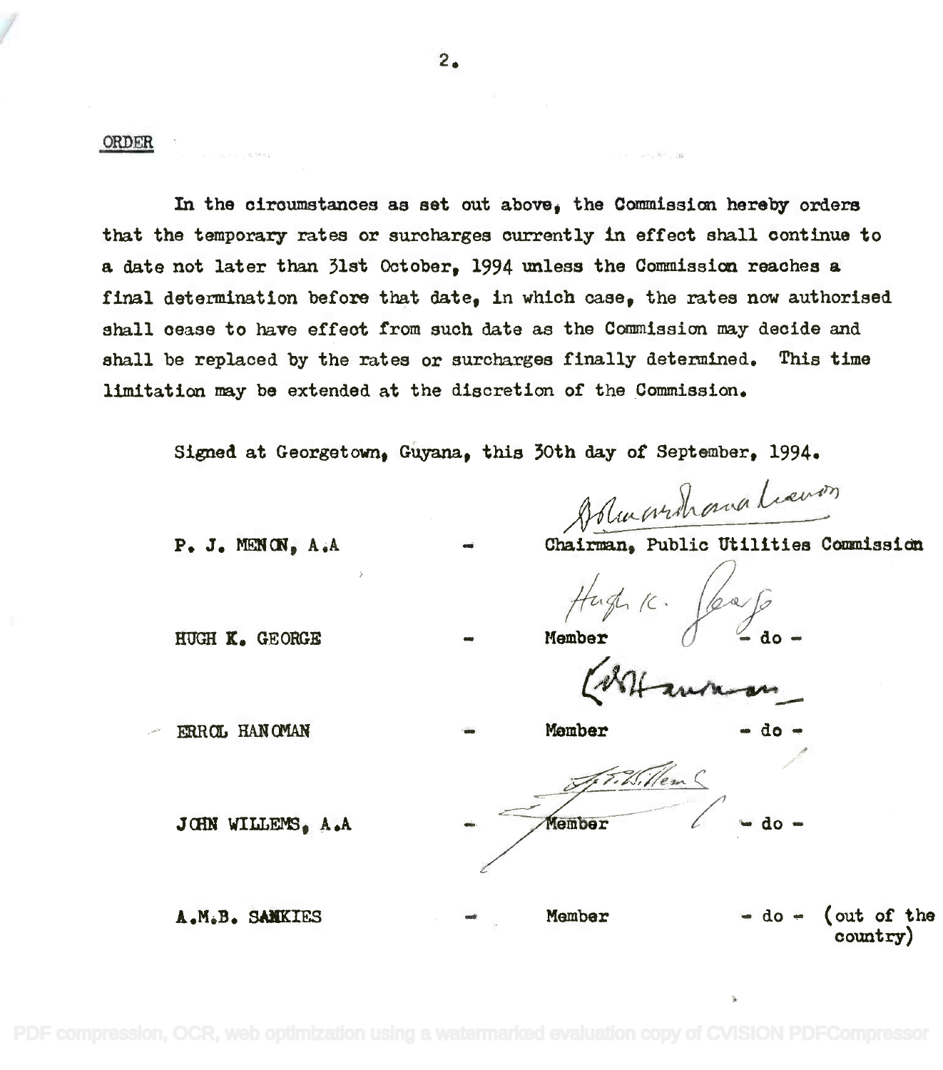## ORDER

In the circumstances as set out above, the Commission hereby orders that the temporary rates or surcharges currently in effect shall continue to a date not later than 31st October, 1994 unless the Commission reaches a final determination before that date, in which case, the rates now authorised shall cease to have effect from such date as the Commission may decide and shall be replaced by the rates or surcharges finally determined. This time limitation may be extended at the discretion of the Commission.

Signed at Georgetown, Guyana, this 30th day of September, 1994.

| | | | |
|---|---|---|---|
| P. J. MENON, A.A | - | Chairman, Public Utilities Commission | |
| HUGH K. GEORGE | - | Member | - do - |
| ERROL HANOMAN | - | Member | - do - |
| JOHN WILLEMS, A.A | - | Member | - do - |
| A.M.B. SANKIES | - | Member | - do - (out of the country) |